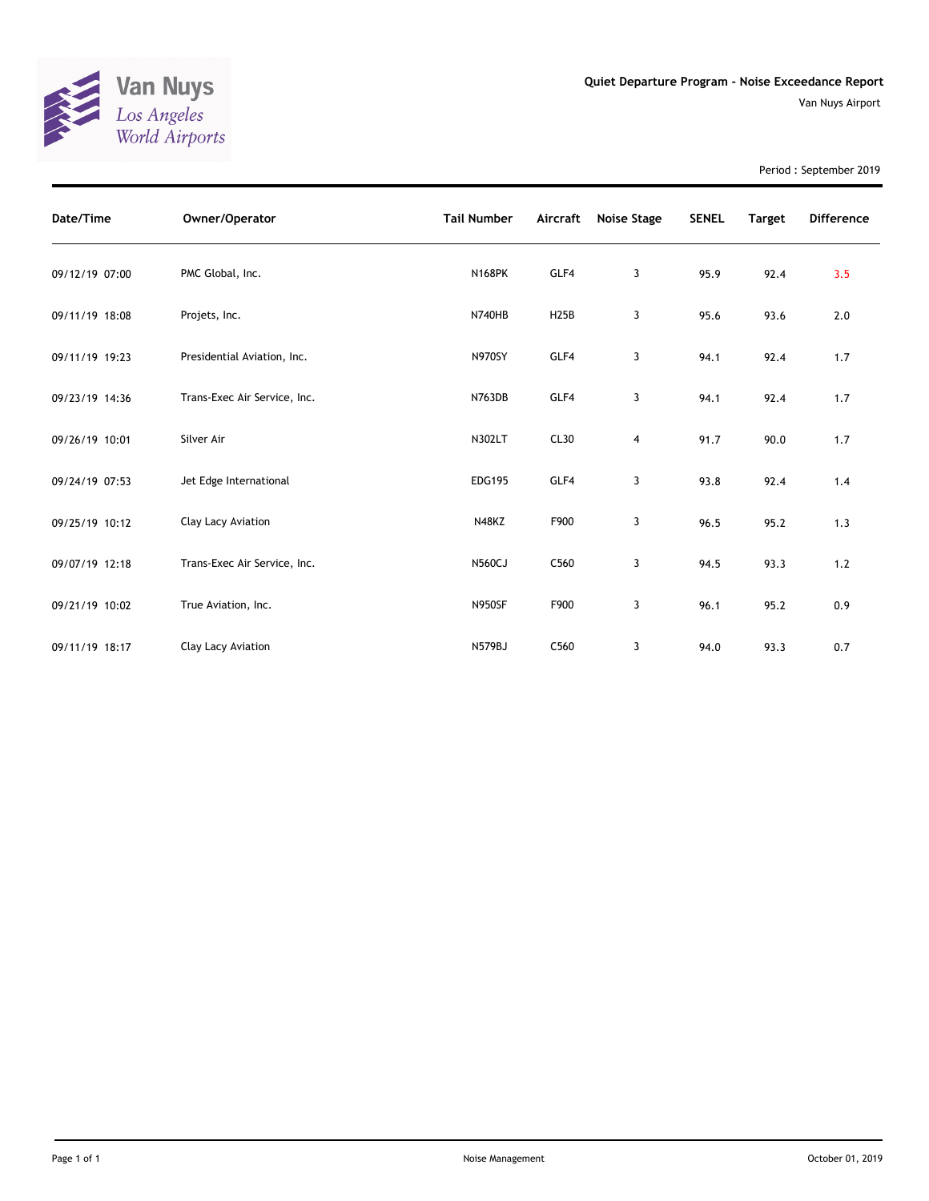Van Nuys
*Los Angeles World Airports*

## Quiet Departure Program - Noise Exceedance Report

Van Nuys Airport

Period : September 2019

| Date/Time | Owner/Operator | Tail Number | Aircraft | Noise Stage | SENEL | Target | Difference |
|---|---|---|---|---|---|---|---|
| 09/12/19 07:00 | PMC Global, Inc. | N168PK | GLF4 | 3 | 95.9 | 92.4 | 3.5 |
| 09/11/19 18:08 | Projets, Inc. | N740HB | H25B | 3 | 95.6 | 93.6 | 2.0 |
| 09/11/19 19:23 | Presidential Aviation, Inc. | N970SY | GLF4 | 3 | 94.1 | 92.4 | 1.7 |
| 09/23/19 14:36 | Trans-Exec Air Service, Inc. | N763DB | GLF4 | 3 | 94.1 | 92.4 | 1.7 |
| 09/26/19 10:01 | Silver Air | N302LT | CL30 | 4 | 91.7 | 90.0 | 1.7 |
| 09/24/19 07:53 | Jet Edge International | EDG195 | GLF4 | 3 | 93.8 | 92.4 | 1.4 |
| 09/25/19 10:12 | Clay Lacy Aviation | N48KZ | F900 | 3 | 96.5 | 95.2 | 1.3 |
| 09/07/19 12:18 | Trans-Exec Air Service, Inc. | N560CJ | C560 | 3 | 94.5 | 93.3 | 1.2 |
| 09/21/19 10:02 | True Aviation, Inc. | N950SF | F900 | 3 | 96.1 | 95.2 | 0.9 |
| 09/11/19 18:17 | Clay Lacy Aviation | N579BJ | C560 | 3 | 94.0 | 93.3 | 0.7 |

Noise Management

October 01, 2019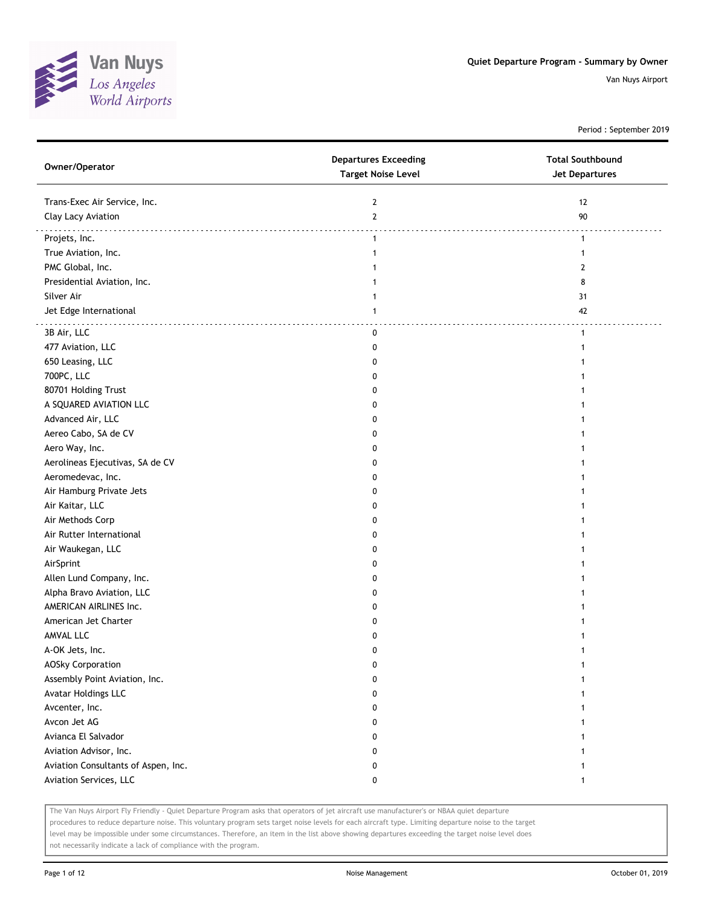# Quiet Departure Program - Summary by Owner

Van Nuys Airport

Period : September 2019

| Owner/Operator | Departures Exceeding Target Noise Level | Total Southbound Jet Departures |
|---|---|---|
| Trans-Exec Air Service, Inc. | 2 | 12 |
| Clay Lacy Aviation | 2 | 90 |
| Projets, Inc. | 1 | 1 |
| True Aviation, Inc. | 1 | 1 |
| PMC Global, Inc. | 1 | 2 |
| Presidential Aviation, Inc. | 1 | 8 |
| Silver Air | 1 | 31 |
| Jet Edge International | 1 | 42 |
| 3B Air, LLC | 0 | 1 |
| 477 Aviation, LLC | 0 | 1 |
| 650 Leasing, LLC | 0 | 1 |
| 700PC, LLC | 0 | 1 |
| 80701 Holding Trust | 0 | 1 |
| A SQUARED AVIATION LLC | 0 | 1 |
| Advanced Air, LLC | 0 | 1 |
| Aereo Cabo, SA de CV | 0 | 1 |
| Aero Way, Inc. | 0 | 1 |
| Aerolineas Ejecutivas, SA de CV | 0 | 1 |
| Aeromedevac, Inc. | 0 | 1 |
| Air Hamburg Private Jets | 0 | 1 |
| Air Kaitar, LLC | 0 | 1 |
| Air Methods Corp | 0 | 1 |
| Air Rutter International | 0 | 1 |
| Air Waukegan, LLC | 0 | 1 |
| AirSprint | 0 | 1 |
| Allen Lund Company, Inc. | 0 | 1 |
| Alpha Bravo Aviation, LLC | 0 | 1 |
| AMERICAN AIRLINES Inc. | 0 | 1 |
| American Jet Charter | 0 | 1 |
| AMVAL LLC | 0 | 1 |
| A-OK Jets, Inc. | 0 | 1 |
| AOSky Corporation | 0 | 1 |
| Assembly Point Aviation, Inc. | 0 | 1 |
| Avatar Holdings LLC | 0 | 1 |
| Avcenter, Inc. | 0 | 1 |
| Avcon Jet AG | 0 | 1 |
| Avianca El Salvador | 0 | 1 |
| Aviation Advisor, Inc. | 0 | 1 |
| Aviation Consultants of Aspen, Inc. | 0 | 1 |
| Aviation Services, LLC | 0 | 1 |

The Van Nuys Airport Fly Friendly - Quiet Departure Program asks that operators of jet aircraft use manufacturer's or NBAA quiet departure procedures to reduce departure noise. This voluntary program sets target noise levels for each aircraft type. Limiting departure noise to the target level may be impossible under some circumstances. Therefore, an item in the list above showing departures exceeding the target noise level does not necessarily indicate a lack of compliance with the program.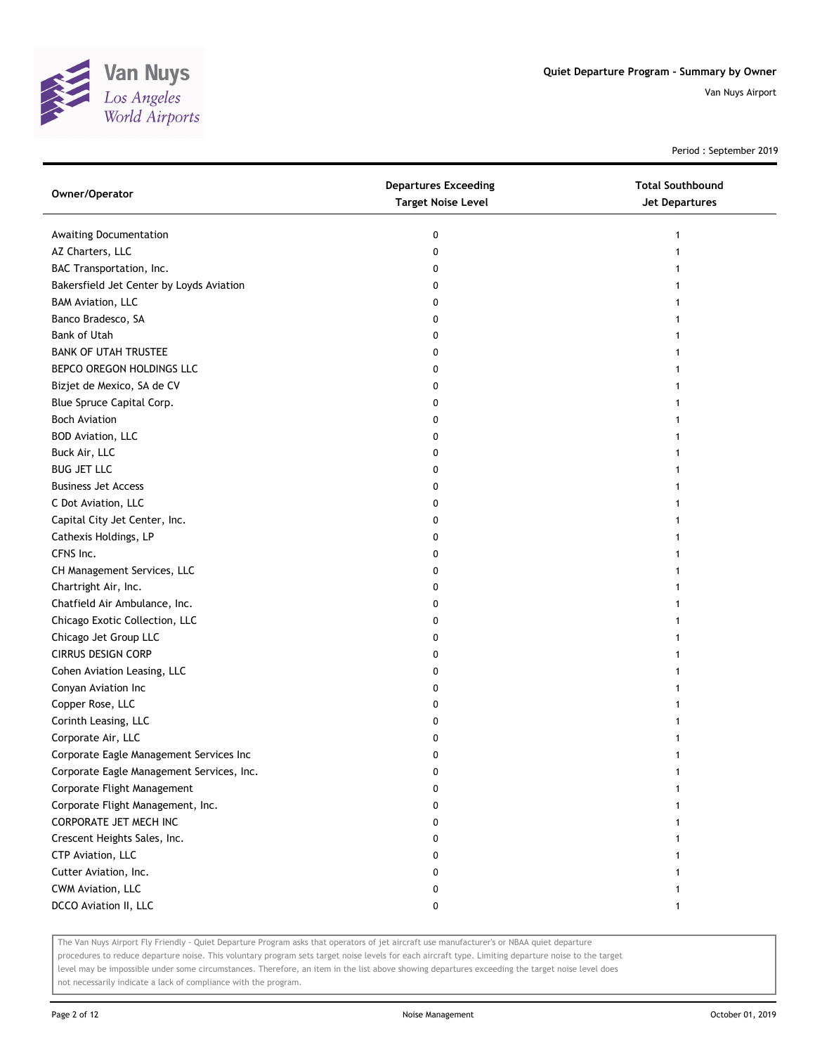# Quiet Departure Program - Summary by Owner

Van Nuys Airport

Period : September 2019

| Owner/Operator | Departures Exceeding Target Noise Level | Total Southbound Jet Departures |
|---|---|---|
| Awaiting Documentation | 0 | 1 |
| AZ Charters, LLC | 0 | 1 |
| BAC Transportation, Inc. | 0 | 1 |
| Bakersfield Jet Center by Loyds Aviation | 0 | 1 |
| BAM Aviation, LLC | 0 | 1 |
| Banco Bradesco, SA | 0 | 1 |
| Bank of Utah | 0 | 1 |
| BANK OF UTAH TRUSTEE | 0 | 1 |
| BEPCO OREGON HOLDINGS LLC | 0 | 1 |
| Bizjet de Mexico, SA de CV | 0 | 1 |
| Blue Spruce Capital Corp. | 0 | 1 |
| Boch Aviation | 0 | 1 |
| BOD Aviation, LLC | 0 | 1 |
| Buck Air, LLC | 0 | 1 |
| BUG JET LLC | 0 | 1 |
| Business Jet Access | 0 | 1 |
| C Dot Aviation, LLC | 0 | 1 |
| Capital City Jet Center, Inc. | 0 | 1 |
| Cathexis Holdings, LP | 0 | 1 |
| CFNS Inc. | 0 | 1 |
| CH Management Services, LLC | 0 | 1 |
| Chartright Air, Inc. | 0 | 1 |
| Chatfield Air Ambulance, Inc. | 0 | 1 |
| Chicago Exotic Collection, LLC | 0 | 1 |
| Chicago Jet Group LLC | 0 | 1 |
| CIRRUS DESIGN CORP | 0 | 1 |
| Cohen Aviation Leasing, LLC | 0 | 1 |
| Conyan Aviation Inc | 0 | 1 |
| Copper Rose, LLC | 0 | 1 |
| Corinth Leasing, LLC | 0 | 1 |
| Corporate Air, LLC | 0 | 1 |
| Corporate Eagle Management Services Inc | 0 | 1 |
| Corporate Eagle Management Services, Inc. | 0 | 1 |
| Corporate Flight Management | 0 | 1 |
| Corporate Flight Management, Inc. | 0 | 1 |
| CORPORATE JET MECH INC | 0 | 1 |
| Crescent Heights Sales, Inc. | 0 | 1 |
| CTP Aviation, LLC | 0 | 1 |
| Cutter Aviation, Inc. | 0 | 1 |
| CWM Aviation, LLC | 0 | 1 |
| DCCO Aviation II, LLC | 0 | 1 |

The Van Nuys Airport Fly Friendly - Quiet Departure Program asks that operators of jet aircraft use manufacturer's or NBAA quiet departure procedures to reduce departure noise. This voluntary program sets target noise levels for each aircraft type. Limiting departure noise to the target level may be impossible under some circumstances. Therefore, an item in the list above showing departures exceeding the target noise level does not necessarily indicate a lack of compliance with the program.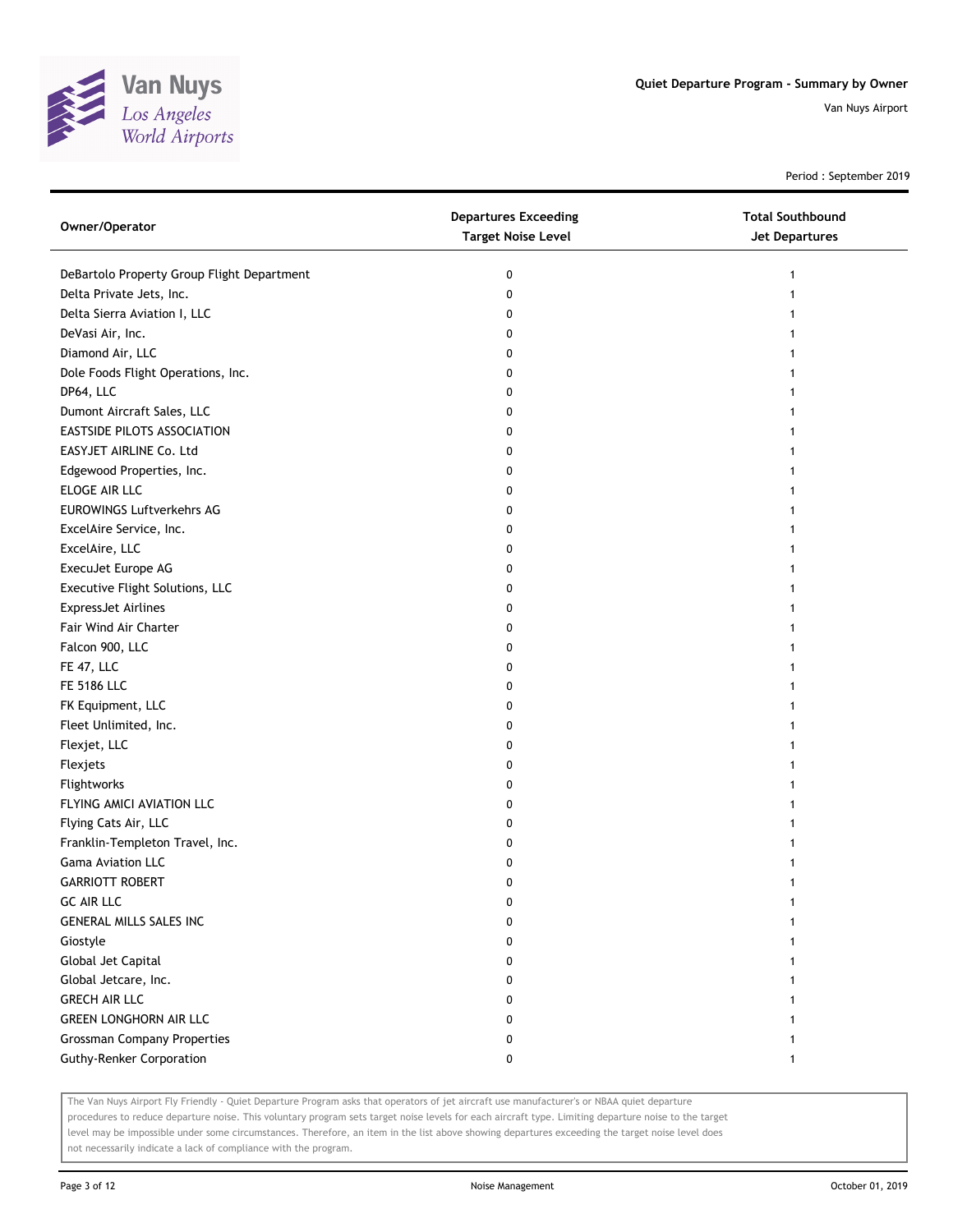Quiet Departure Program - Summary by Owner

Van Nuys Airport

Period : September 2019

| Owner/Operator | Departures Exceeding Target Noise Level | Total Southbound Jet Departures |
|---|---|---|
| DeBartolo Property Group Flight Department | 0 | 1 |
| Delta Private Jets, Inc. | 0 | 1 |
| Delta Sierra Aviation I, LLC | 0 | 1 |
| DeVasi Air, Inc. | 0 | 1 |
| Diamond Air, LLC | 0 | 1 |
| Dole Foods Flight Operations, Inc. | 0 | 1 |
| DP64, LLC | 0 | 1 |
| Dumont Aircraft Sales, LLC | 0 | 1 |
| EASTSIDE PILOTS ASSOCIATION | 0 | 1 |
| EASYJET AIRLINE Co. Ltd | 0 | 1 |
| Edgewood Properties, Inc. | 0 | 1 |
| ELOGE AIR LLC | 0 | 1 |
| EUROWINGS Luftverkehrs AG | 0 | 1 |
| ExcelAire Service, Inc. | 0 | 1 |
| ExcelAire, LLC | 0 | 1 |
| ExecuJet Europe AG | 0 | 1 |
| Executive Flight Solutions, LLC | 0 | 1 |
| ExpressJet Airlines | 0 | 1 |
| Fair Wind Air Charter | 0 | 1 |
| Falcon 900, LLC | 0 | 1 |
| FE 47, LLC | 0 | 1 |
| FE 5186 LLC | 0 | 1 |
| FK Equipment, LLC | 0 | 1 |
| Fleet Unlimited, Inc. | 0 | 1 |
| Flexjet, LLC | 0 | 1 |
| Flexjets | 0 | 1 |
| Flightworks | 0 | 1 |
| FLYING AMICI AVIATION LLC | 0 | 1 |
| Flying Cats Air, LLC | 0 | 1 |
| Franklin-Templeton Travel, Inc. | 0 | 1 |
| Gama Aviation LLC | 0 | 1 |
| GARRIOTT ROBERT | 0 | 1 |
| GC AIR LLC | 0 | 1 |
| GENERAL MILLS SALES INC | 0 | 1 |
| Giostyle | 0 | 1 |
| Global Jet Capital | 0 | 1 |
| Global Jetcare, Inc. | 0 | 1 |
| GRECH AIR LLC | 0 | 1 |
| GREEN LONGHORN AIR LLC | 0 | 1 |
| Grossman Company Properties | 0 | 1 |
| Guthy-Renker Corporation | 0 | 1 |

The Van Nuys Airport Fly Friendly - Quiet Departure Program asks that operators of jet aircraft use manufacturer's or NBAA quiet departure procedures to reduce departure noise. This voluntary program sets target noise levels for each aircraft type. Limiting departure noise to the target level may be impossible under some circumstances. Therefore, an item in the list above showing departures exceeding the target noise level does not necessarily indicate a lack of compliance with the program.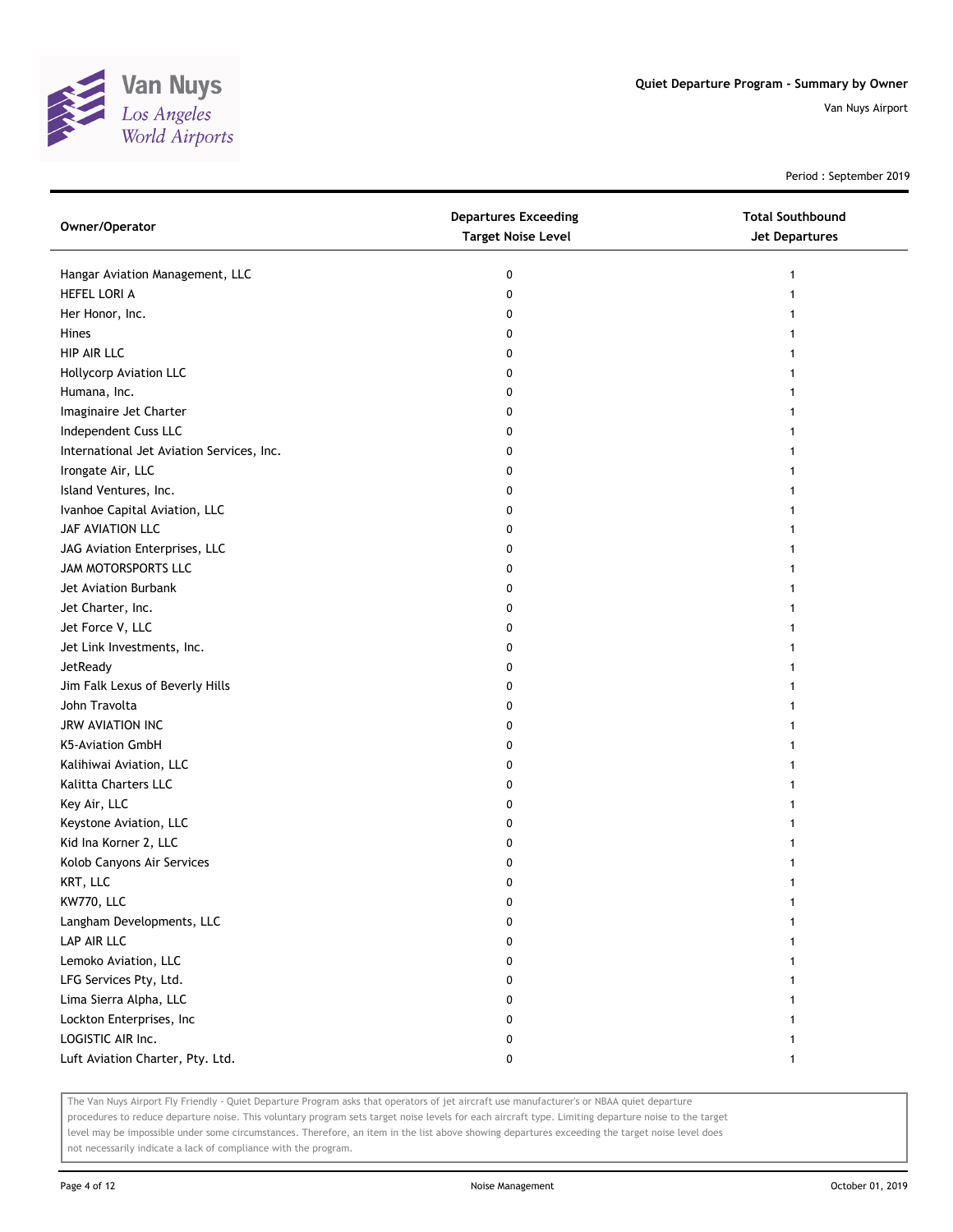# Quiet Departure Program - Summary by Owner

Van Nuys Airport

Period : September 2019

| Owner/Operator | Departures Exceeding Target Noise Level | Total Southbound Jet Departures |
| --- | --- | --- |
| Hangar Aviation Management, LLC | 0 | 1 |
| HEFEL LORI A | 0 | 1 |
| Her Honor, Inc. | 0 | 1 |
| Hines | 0 | 1 |
| HIP AIR LLC | 0 | 1 |
| Hollycorp Aviation LLC | 0 | 1 |
| Humana, Inc. | 0 | 1 |
| Imaginaire Jet Charter | 0 | 1 |
| Independent Cuss LLC | 0 | 1 |
| International Jet Aviation Services, Inc. | 0 | 1 |
| Irongate Air, LLC | 0 | 1 |
| Island Ventures, Inc. | 0 | 1 |
| Ivanhoe Capital Aviation, LLC | 0 | 1 |
| JAF AVIATION LLC | 0 | 1 |
| JAG Aviation Enterprises, LLC | 0 | 1 |
| JAM MOTORSPORTS LLC | 0 | 1 |
| Jet Aviation Burbank | 0 | 1 |
| Jet Charter, Inc. | 0 | 1 |
| Jet Force V, LLC | 0 | 1 |
| Jet Link Investments, Inc. | 0 | 1 |
| JetReady | 0 | 1 |
| Jim Falk Lexus of Beverly Hills | 0 | 1 |
| John Travolta | 0 | 1 |
| JRW AVIATION INC | 0 | 1 |
| K5-Aviation GmbH | 0 | 1 |
| Kalihiwai Aviation, LLC | 0 | 1 |
| Kalitta Charters LLC | 0 | 1 |
| Key Air, LLC | 0 | 1 |
| Keystone Aviation, LLC | 0 | 1 |
| Kid Ina Korner 2, LLC | 0 | 1 |
| Kolob Canyons Air Services | 0 | 1 |
| KRT, LLC | 0 | 1 |
| KW770, LLC | 0 | 1 |
| Langham Developments, LLC | 0 | 1 |
| LAP AIR LLC | 0 | 1 |
| Lemoko Aviation, LLC | 0 | 1 |
| LFG Services Pty, Ltd. | 0 | 1 |
| Lima Sierra Alpha, LLC | 0 | 1 |
| Lockton Enterprises, Inc | 0 | 1 |
| LOGISTIC AIR Inc. | 0 | 1 |
| Luft Aviation Charter, Pty. Ltd. | 0 | 1 |

The Van Nuys Airport Fly Friendly - Quiet Departure Program asks that operators of jet aircraft use manufacturer's or NBAA quiet departure procedures to reduce departure noise. This voluntary program sets target noise levels for each aircraft type. Limiting departure noise to the target level may be impossible under some circumstances. Therefore, an item in the list above showing departures exceeding the target noise level does not necessarily indicate a lack of compliance with the program.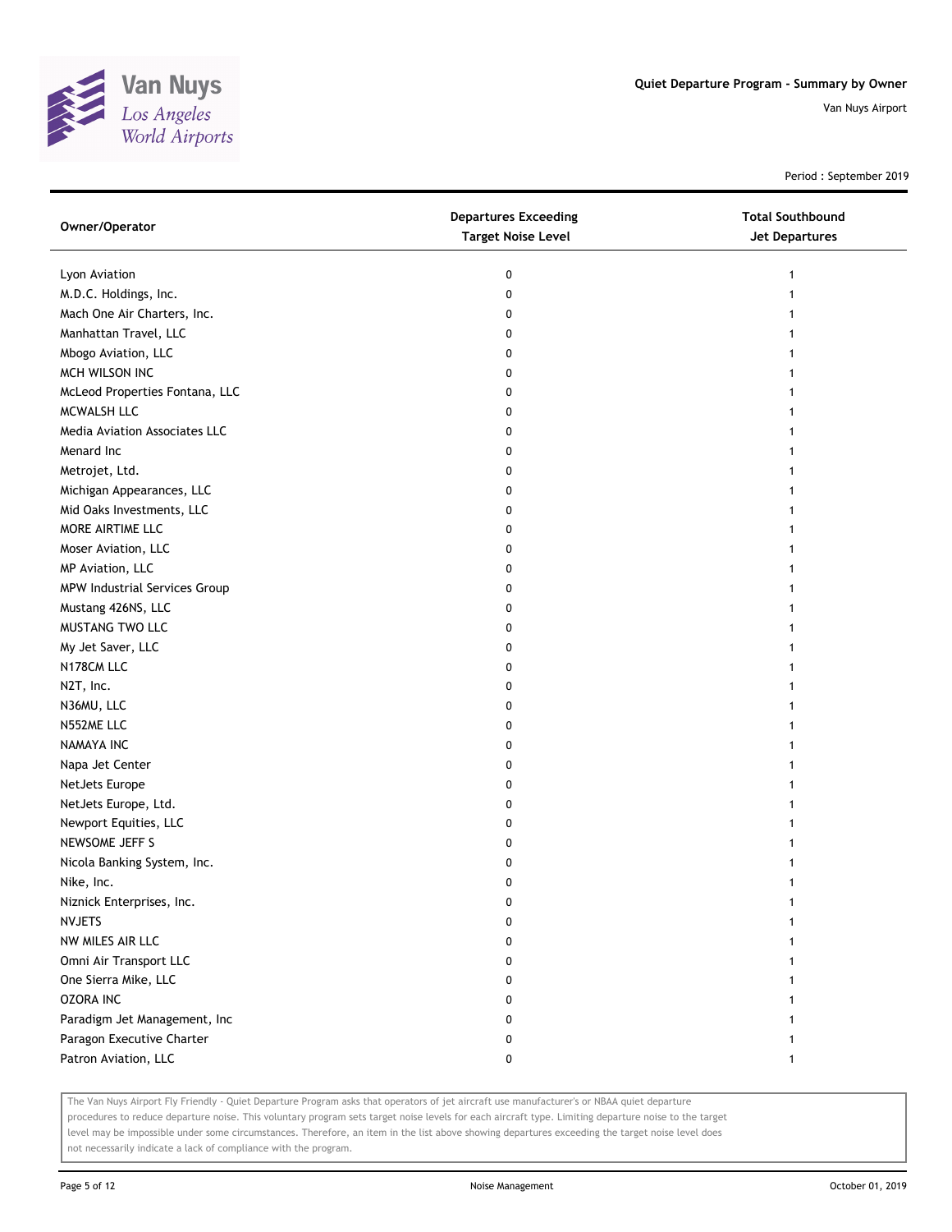# Quiet Departure Program - Summary by Owner

Van Nuys Airport

Period : September 2019

| Owner/Operator | Departures Exceeding Target Noise Level | Total Southbound Jet Departures |
|---|---|---|
| Lyon Aviation | 0 | 1 |
| M.D.C. Holdings, Inc. | 0 | 1 |
| Mach One Air Charters, Inc. | 0 | 1 |
| Manhattan Travel, LLC | 0 | 1 |
| Mbogo Aviation, LLC | 0 | 1 |
| MCH WILSON INC | 0 | 1 |
| McLeod Properties Fontana, LLC | 0 | 1 |
| MCWALSH LLC | 0 | 1 |
| Media Aviation Associates LLC | 0 | 1 |
| Menard Inc | 0 | 1 |
| Metrojet, Ltd. | 0 | 1 |
| Michigan Appearances, LLC | 0 | 1 |
| Mid Oaks Investments, LLC | 0 | 1 |
| MORE AIRTIME LLC | 0 | 1 |
| Moser Aviation, LLC | 0 | 1 |
| MP Aviation, LLC | 0 | 1 |
| MPW Industrial Services Group | 0 | 1 |
| Mustang 426NS, LLC | 0 | 1 |
| MUSTANG TWO LLC | 0 | 1 |
| My Jet Saver, LLC | 0 | 1 |
| N178CM LLC | 0 | 1 |
| N2T, Inc. | 0 | 1 |
| N36MU, LLC | 0 | 1 |
| N552ME LLC | 0 | 1 |
| NAMAYA INC | 0 | 1 |
| Napa Jet Center | 0 | 1 |
| NetJets Europe | 0 | 1 |
| NetJets Europe, Ltd. | 0 | 1 |
| Newport Equities, LLC | 0 | 1 |
| NEWSOME JEFF S | 0 | 1 |
| Nicola Banking System, Inc. | 0 | 1 |
| Nike, Inc. | 0 | 1 |
| Niznick Enterprises, Inc. | 0 | 1 |
| NVJETS | 0 | 1 |
| NW MILES AIR LLC | 0 | 1 |
| Omni Air Transport LLC | 0 | 1 |
| One Sierra Mike, LLC | 0 | 1 |
| OZORA INC | 0 | 1 |
| Paradigm Jet Management, Inc | 0 | 1 |
| Paragon Executive Charter | 0 | 1 |
| Patron Aviation, LLC | 0 | 1 |

The Van Nuys Airport Fly Friendly - Quiet Departure Program asks that operators of jet aircraft use manufacturer's or NBAA quiet departure procedures to reduce departure noise. This voluntary program sets target noise levels for each aircraft type. Limiting departure noise to the target level may be impossible under some circumstances. Therefore, an item in the list above showing departures exceeding the target noise level does not necessarily indicate a lack of compliance with the program.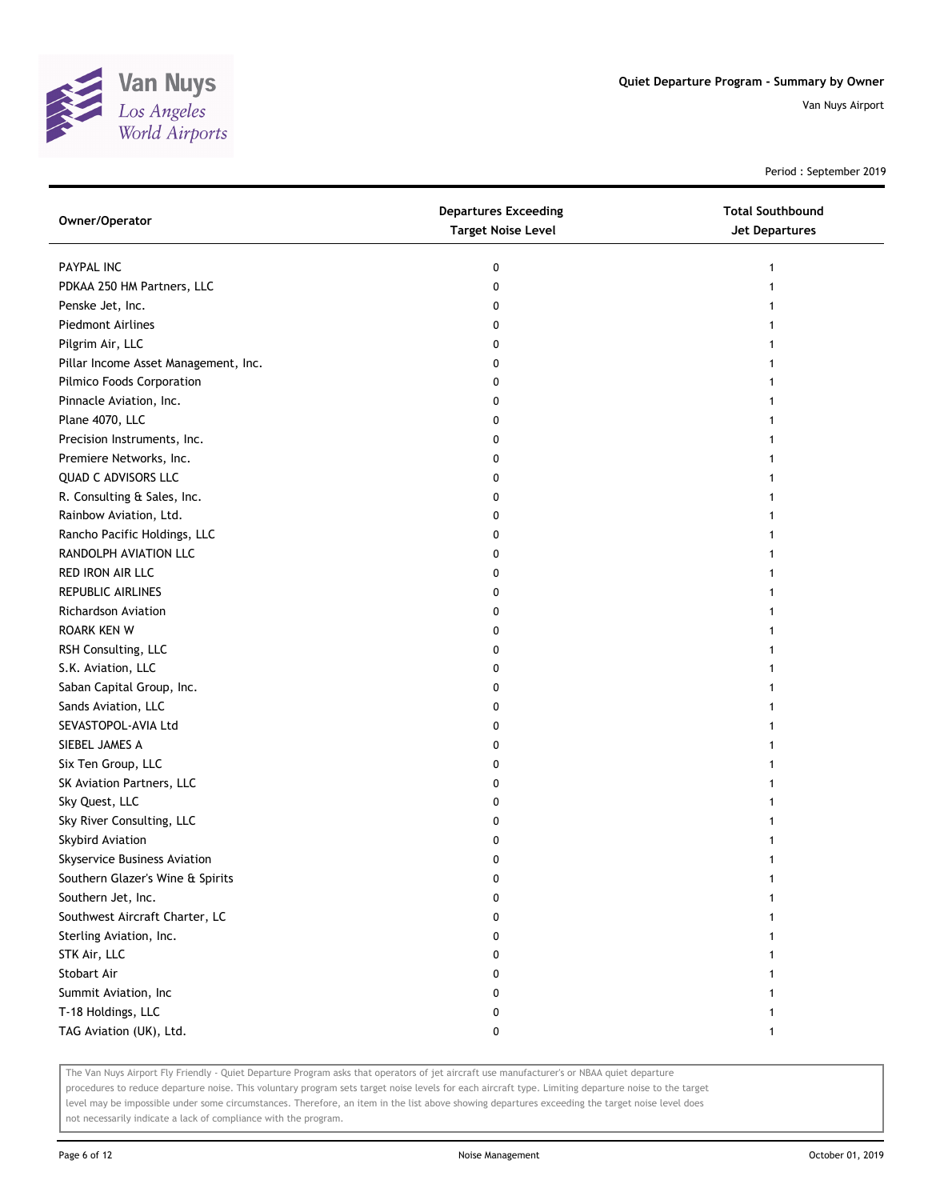| Owner/Operator | Departures Exceeding Target Noise Level | Total Southbound Jet Departures |
|---|---|---|
| PAYPAL INC | 0 | 1 |
| PDKAA 250 HM Partners, LLC | 0 | 1 |
| Penske Jet, Inc. | 0 | 1 |
| Piedmont Airlines | 0 | 1 |
| Pilgrim Air, LLC | 0 | 1 |
| Pillar Income Asset Management, Inc. | 0 | 1 |
| Pilmico Foods Corporation | 0 | 1 |
| Pinnacle Aviation, Inc. | 0 | 1 |
| Plane 4070, LLC | 0 | 1 |
| Precision Instruments, Inc. | 0 | 1 |
| Premiere Networks, Inc. | 0 | 1 |
| QUAD C ADVISORS LLC | 0 | 1 |
| R. Consulting & Sales, Inc. | 0 | 1 |
| Rainbow Aviation, Ltd. | 0 | 1 |
| Rancho Pacific Holdings, LLC | 0 | 1 |
| RANDOLPH AVIATION LLC | 0 | 1 |
| RED IRON AIR LLC | 0 | 1 |
| REPUBLIC AIRLINES | 0 | 1 |
| Richardson Aviation | 0 | 1 |
| ROARK KEN W | 0 | 1 |
| RSH Consulting, LLC | 0 | 1 |
| S.K. Aviation, LLC | 0 | 1 |
| Saban Capital Group, Inc. | 0 | 1 |
| Sands Aviation, LLC | 0 | 1 |
| SEVASTOPOL-AVIA Ltd | 0 | 1 |
| SIEBEL JAMES A | 0 | 1 |
| Six Ten Group, LLC | 0 | 1 |
| SK Aviation Partners, LLC | 0 | 1 |
| Sky Quest, LLC | 0 | 1 |
| Sky River Consulting, LLC | 0 | 1 |
| Skybird Aviation | 0 | 1 |
| Skyservice Business Aviation | 0 | 1 |
| Southern Glazer's Wine & Spirits | 0 | 1 |
| Southern Jet, Inc. | 0 | 1 |
| Southwest Aircraft Charter, LC | 0 | 1 |
| Sterling Aviation, Inc. | 0 | 1 |
| STK Air, LLC | 0 | 1 |
| Stobart Air | 0 | 1 |
| Summit Aviation, Inc | 0 | 1 |
| T-18 Holdings, LLC | 0 | 1 |
| TAG Aviation (UK), Ltd. | 0 | 1 |

The Van Nuys Airport Fly Friendly - Quiet Departure Program asks that operators of jet aircraft use manufacturer's or NBAA quiet departure procedures to reduce departure noise. This voluntary program sets target noise levels for each aircraft type. Limiting departure noise to the target level may be impossible under some circumstances. Therefore, an item in the list above showing departures exceeding the target noise level does not necessarily indicate a lack of compliance with the program.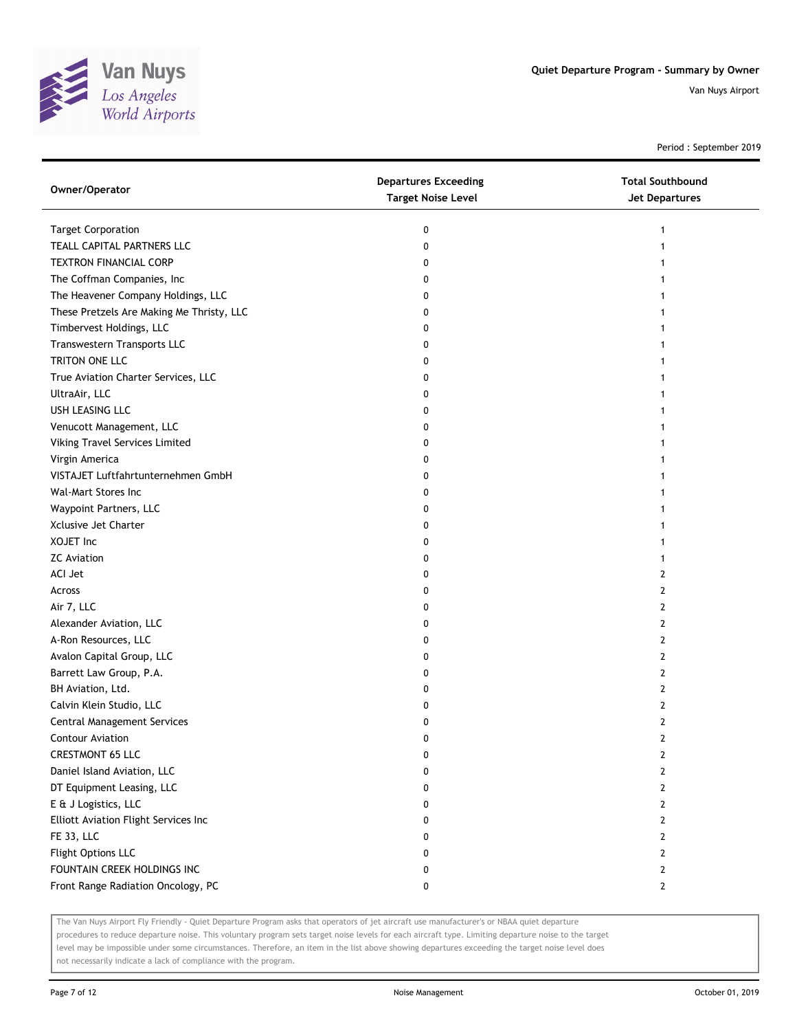Quiet Departure Program - Summary by Owner

Van Nuys Airport

Period : September 2019

| Owner/Operator | Departures Exceeding Target Noise Level | Total Southbound Jet Departures |
| --- | --- | --- |
| Target Corporation | 0 | 1 |
| TEALL CAPITAL PARTNERS LLC | 0 | 1 |
| TEXTRON FINANCIAL CORP | 0 | 1 |
| The Coffman Companies, Inc | 0 | 1 |
| The Heavener Company Holdings, LLC | 0 | 1 |
| These Pretzels Are Making Me Thristy, LLC | 0 | 1 |
| Timbervest Holdings, LLC | 0 | 1 |
| Transwestern Transports LLC | 0 | 1 |
| TRITON ONE LLC | 0 | 1 |
| True Aviation Charter Services, LLC | 0 | 1 |
| UltraAir, LLC | 0 | 1 |
| USH LEASING LLC | 0 | 1 |
| Venucott Management, LLC | 0 | 1 |
| Viking Travel Services Limited | 0 | 1 |
| Virgin America | 0 | 1 |
| VISTAJET Luftfahrtunternehmen GmbH | 0 | 1 |
| Wal-Mart Stores Inc | 0 | 1 |
| Waypoint Partners, LLC | 0 | 1 |
| Xclusive Jet Charter | 0 | 1 |
| XOJET Inc | 0 | 1 |
| ZC Aviation | 0 | 1 |
| ACI Jet | 0 | 2 |
| Across | 0 | 2 |
| Air 7, LLC | 0 | 2 |
| Alexander Aviation, LLC | 0 | 2 |
| A-Ron Resources, LLC | 0 | 2 |
| Avalon Capital Group, LLC | 0 | 2 |
| Barrett Law Group, P.A. | 0 | 2 |
| BH Aviation, Ltd. | 0 | 2 |
| Calvin Klein Studio, LLC | 0 | 2 |
| Central Management Services | 0 | 2 |
| Contour Aviation | 0 | 2 |
| CRESTMONT 65 LLC | 0 | 2 |
| Daniel Island Aviation, LLC | 0 | 2 |
| DT Equipment Leasing, LLC | 0 | 2 |
| E & J Logistics, LLC | 0 | 2 |
| Elliott Aviation Flight Services Inc | 0 | 2 |
| FE 33, LLC | 0 | 2 |
| Flight Options LLC | 0 | 2 |
| FOUNTAIN CREEK HOLDINGS INC | 0 | 2 |
| Front Range Radiation Oncology, PC | 0 | 2 |

The Van Nuys Airport Fly Friendly - Quiet Departure Program asks that operators of jet aircraft use manufacturer's or NBAA quiet departure procedures to reduce departure noise. This voluntary program sets target noise levels for each aircraft type. Limiting departure noise to the target level may be impossible under some circumstances. Therefore, an item in the list above showing departures exceeding the target noise level does not necessarily indicate a lack of compliance with the program.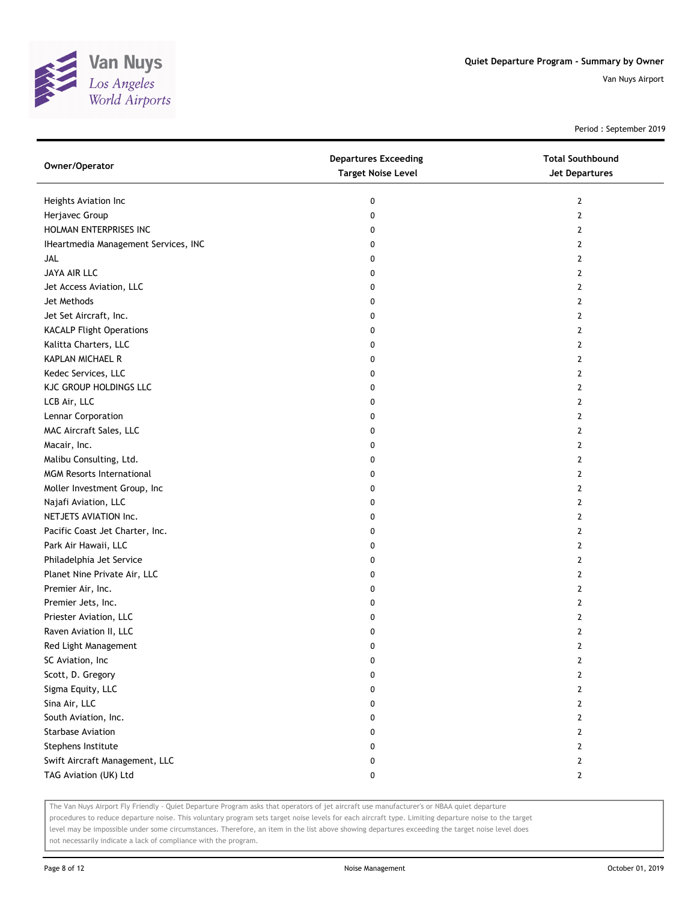Quiet Departure Program - Summary by Owner

Van Nuys Airport

Period : September 2019

| Owner/Operator | Departures Exceeding Target Noise Level | Total Southbound Jet Departures |
| --- | --- | --- |
| Heights Aviation Inc | 0 | 2 |
| Herjavec Group | 0 | 2 |
| HOLMAN ENTERPRISES INC | 0 | 2 |
| IHeartmedia Management Services, INC | 0 | 2 |
| JAL | 0 | 2 |
| JAYA AIR LLC | 0 | 2 |
| Jet Access Aviation, LLC | 0 | 2 |
| Jet Methods | 0 | 2 |
| Jet Set Aircraft, Inc. | 0 | 2 |
| KACALP Flight Operations | 0 | 2 |
| Kalitta Charters, LLC | 0 | 2 |
| KAPLAN MICHAEL R | 0 | 2 |
| Kedec Services, LLC | 0 | 2 |
| KJC GROUP HOLDINGS LLC | 0 | 2 |
| LCB Air, LLC | 0 | 2 |
| Lennar Corporation | 0 | 2 |
| MAC Aircraft Sales, LLC | 0 | 2 |
| Macair, Inc. | 0 | 2 |
| Malibu Consulting, Ltd. | 0 | 2 |
| MGM Resorts International | 0 | 2 |
| Moller Investment Group, Inc | 0 | 2 |
| Najafi Aviation, LLC | 0 | 2 |
| NETJETS AVIATION Inc. | 0 | 2 |
| Pacific Coast Jet Charter, Inc. | 0 | 2 |
| Park Air Hawaii, LLC | 0 | 2 |
| Philadelphia Jet Service | 0 | 2 |
| Planet Nine Private Air, LLC | 0 | 2 |
| Premier Air, Inc. | 0 | 2 |
| Premier Jets, Inc. | 0 | 2 |
| Priester Aviation, LLC | 0 | 2 |
| Raven Aviation II, LLC | 0 | 2 |
| Red Light Management | 0 | 2 |
| SC Aviation, Inc | 0 | 2 |
| Scott, D. Gregory | 0 | 2 |
| Sigma Equity, LLC | 0 | 2 |
| Sina Air, LLC | 0 | 2 |
| South Aviation, Inc. | 0 | 2 |
| Starbase Aviation | 0 | 2 |
| Stephens Institute | 0 | 2 |
| Swift Aircraft Management, LLC | 0 | 2 |
| TAG Aviation (UK) Ltd | 0 | 2 |

The Van Nuys Airport Fly Friendly - Quiet Departure Program asks that operators of jet aircraft use manufacturer's or NBAA quiet departure procedures to reduce departure noise. This voluntary program sets target noise levels for each aircraft type. Limiting departure noise to the target level may be impossible under some circumstances. Therefore, an item in the list above showing departures exceeding the target noise level does not necessarily indicate a lack of compliance with the program.

Noise Management

October 01, 2019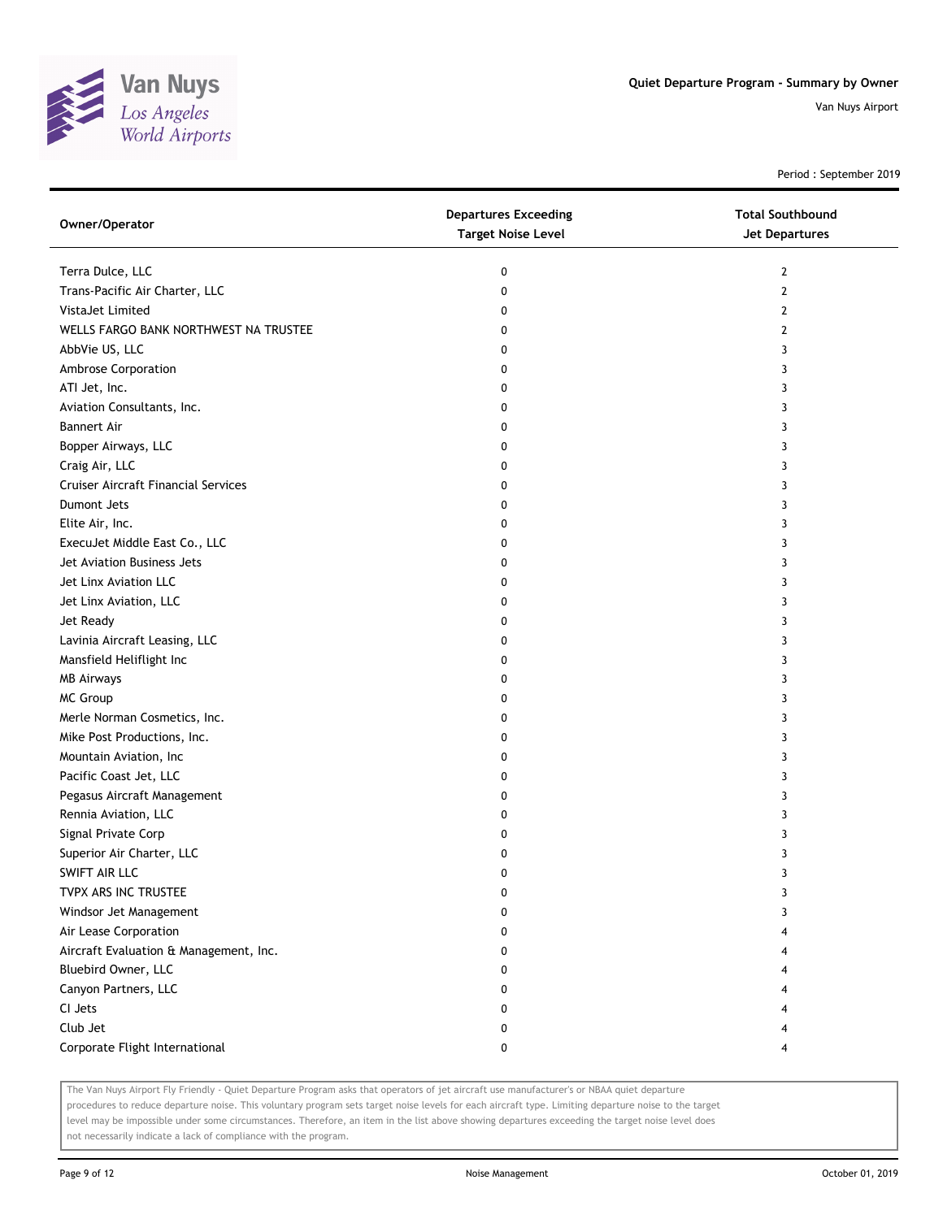Van Nuys
Los Angeles
World Airports

**Quiet Departure Program - Summary by Owner**

Van Nuys Airport

Period : September 2019

| Owner/Operator | Departures Exceeding Target Noise Level | Total Southbound Jet Departures |
|---|---|---|
| Terra Dulce, LLC | 0 | 2 |
| Trans-Pacific Air Charter, LLC | 0 | 2 |
| VistaJet Limited | 0 | 2 |
| WELLS FARGO BANK NORTHWEST NA TRUSTEE | 0 | 2 |
| AbbVie US, LLC | 0 | 3 |
| Ambrose Corporation | 0 | 3 |
| ATI Jet, Inc. | 0 | 3 |
| Aviation Consultants, Inc. | 0 | 3 |
| Bannert Air | 0 | 3 |
| Bopper Airways, LLC | 0 | 3 |
| Craig Air, LLC | 0 | 3 |
| Cruiser Aircraft Financial Services | 0 | 3 |
| Dumont Jets | 0 | 3 |
| Elite Air, Inc. | 0 | 3 |
| ExecuJet Middle East Co., LLC | 0 | 3 |
| Jet Aviation Business Jets | 0 | 3 |
| Jet Linx Aviation LLC | 0 | 3 |
| Jet Linx Aviation, LLC | 0 | 3 |
| Jet Ready | 0 | 3 |
| Lavinia Aircraft Leasing, LLC | 0 | 3 |
| Mansfield Heliflight Inc | 0 | 3 |
| MB Airways | 0 | 3 |
| MC Group | 0 | 3 |
| Merle Norman Cosmetics, Inc. | 0 | 3 |
| Mike Post Productions, Inc. | 0 | 3 |
| Mountain Aviation, Inc | 0 | 3 |
| Pacific Coast Jet, LLC | 0 | 3 |
| Pegasus Aircraft Management | 0 | 3 |
| Rennia Aviation, LLC | 0 | 3 |
| Signal Private Corp | 0 | 3 |
| Superior Air Charter, LLC | 0 | 3 |
| SWIFT AIR LLC | 0 | 3 |
| TVPX ARS INC TRUSTEE | 0 | 3 |
| Windsor Jet Management | 0 | 3 |
| Air Lease Corporation | 0 | 4 |
| Aircraft Evaluation & Management, Inc. | 0 | 4 |
| Bluebird Owner, LLC | 0 | 4 |
| Canyon Partners, LLC | 0 | 4 |
| CI Jets | 0 | 4 |
| Club Jet | 0 | 4 |
| Corporate Flight International | 0 | 4 |

The Van Nuys Airport Fly Friendly - Quiet Departure Program asks that operators of jet aircraft use manufacturer's or NBAA quiet departure procedures to reduce departure noise. This voluntary program sets target noise levels for each aircraft type. Limiting departure noise to the target level may be impossible under some circumstances. Therefore, an item in the list above showing departures exceeding the target noise level does not necessarily indicate a lack of compliance with the program.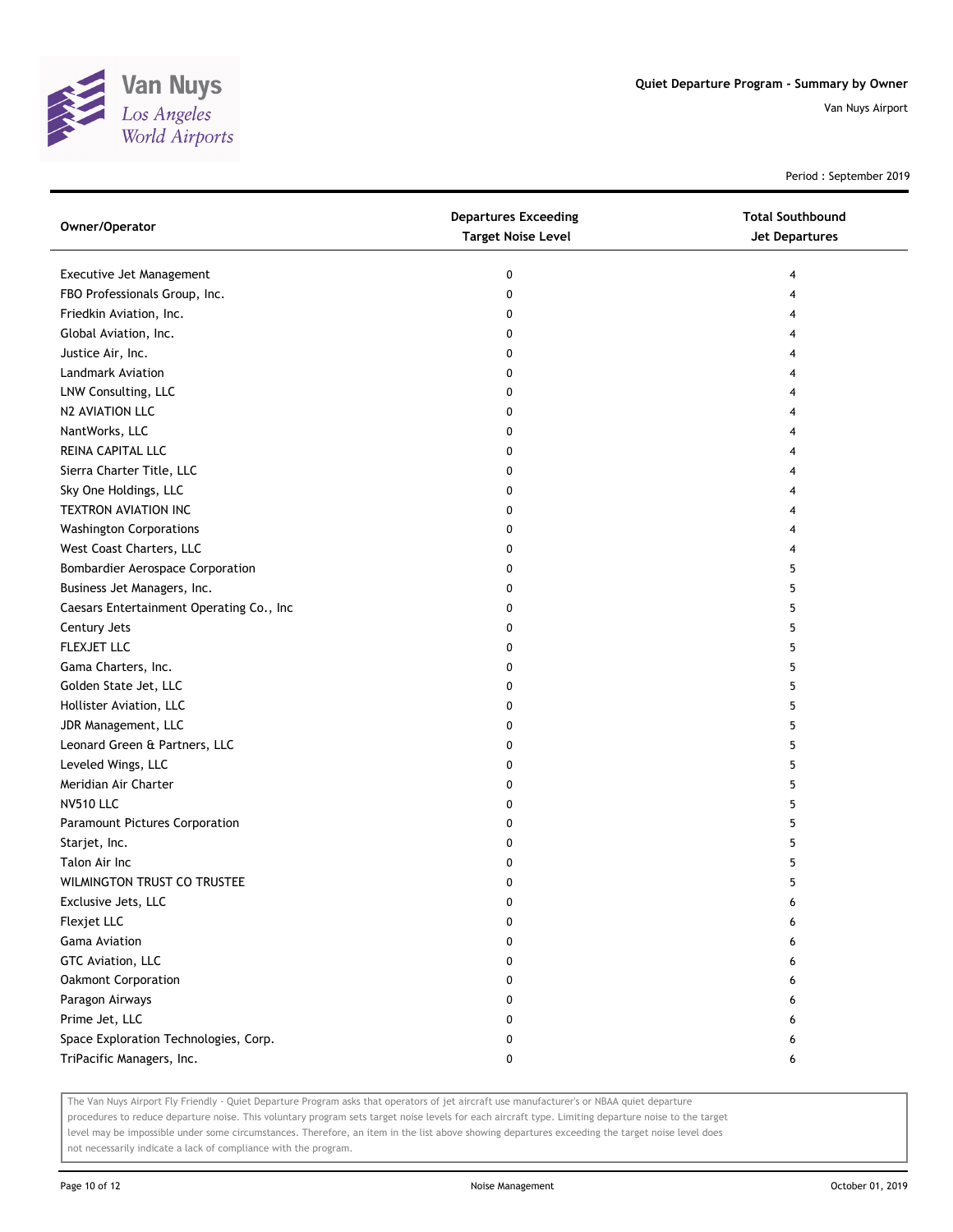# Quiet Departure Program - Summary by Owner

Van Nuys Airport

Period : September 2019

| Owner/Operator | Departures Exceeding Target Noise Level | Total Southbound Jet Departures |
|---|---|---|
| Executive Jet Management | 0 | 4 |
| FBO Professionals Group, Inc. | 0 | 4 |
| Friedkin Aviation, Inc. | 0 | 4 |
| Global Aviation, Inc. | 0 | 4 |
| Justice Air, Inc. | 0 | 4 |
| Landmark Aviation | 0 | 4 |
| LNW Consulting, LLC | 0 | 4 |
| N2 AVIATION LLC | 0 | 4 |
| NantWorks, LLC | 0 | 4 |
| REINA CAPITAL LLC | 0 | 4 |
| Sierra Charter Title, LLC | 0 | 4 |
| Sky One Holdings, LLC | 0 | 4 |
| TEXTRON AVIATION INC | 0 | 4 |
| Washington Corporations | 0 | 4 |
| West Coast Charters, LLC | 0 | 4 |
| Bombardier Aerospace Corporation | 0 | 5 |
| Business Jet Managers, Inc. | 0 | 5 |
| Caesars Entertainment Operating Co., Inc | 0 | 5 |
| Century Jets | 0 | 5 |
| FLEXJET LLC | 0 | 5 |
| Gama Charters, Inc. | 0 | 5 |
| Golden State Jet, LLC | 0 | 5 |
| Hollister Aviation, LLC | 0 | 5 |
| JDR Management, LLC | 0 | 5 |
| Leonard Green & Partners, LLC | 0 | 5 |
| Leveled Wings, LLC | 0 | 5 |
| Meridian Air Charter | 0 | 5 |
| NV510 LLC | 0 | 5 |
| Paramount Pictures Corporation | 0 | 5 |
| Starjet, Inc. | 0 | 5 |
| Talon Air Inc | 0 | 5 |
| WILMINGTON TRUST CO TRUSTEE | 0 | 5 |
| Exclusive Jets, LLC | 0 | 6 |
| Flexjet LLC | 0 | 6 |
| Gama Aviation | 0 | 6 |
| GTC Aviation, LLC | 0 | 6 |
| Oakmont Corporation | 0 | 6 |
| Paragon Airways | 0 | 6 |
| Prime Jet, LLC | 0 | 6 |
| Space Exploration Technologies, Corp. | 0 | 6 |
| TriPacific Managers, Inc. | 0 | 6 |

The Van Nuys Airport Fly Friendly - Quiet Departure Program asks that operators of jet aircraft use manufacturer's or NBAA quiet departure procedures to reduce departure noise. This voluntary program sets target noise levels for each aircraft type. Limiting departure noise to the target level may be impossible under some circumstances. Therefore, an item in the list above showing departures exceeding the target noise level does not necessarily indicate a lack of compliance with the program.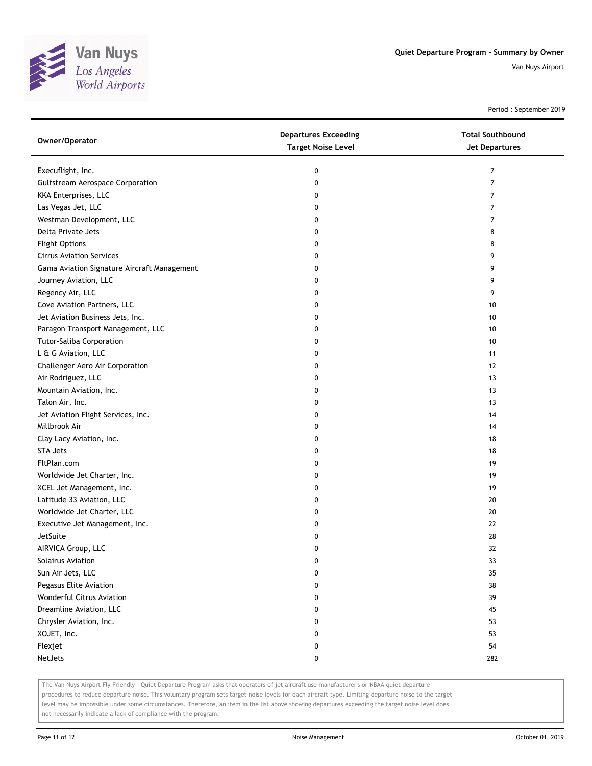Quiet Departure Program - Summary by Owner

Van Nuys Airport

Period : September 2019

| Owner/Operator | Departures Exceeding Target Noise Level | Total Southbound Jet Departures |
|---|---|---|
| Execuflight, Inc. | 0 | 7 |
| Gulfstream Aerospace Corporation | 0 | 7 |
| KKA Enterprises, LLC | 0 | 7 |
| Las Vegas Jet, LLC | 0 | 7 |
| Westman Development, LLC | 0 | 7 |
| Delta Private Jets | 0 | 8 |
| Flight Options | 0 | 8 |
| Cirrus Aviation Services | 0 | 9 |
| Gama Aviation Signature Aircraft Management | 0 | 9 |
| Journey Aviation, LLC | 0 | 9 |
| Regency Air, LLC | 0 | 9 |
| Cove Aviation Partners, LLC | 0 | 10 |
| Jet Aviation Business Jets, Inc. | 0 | 10 |
| Paragon Transport Management, LLC | 0 | 10 |
| Tutor-Saliba Corporation | 0 | 10 |
| L & G Aviation, LLC | 0 | 11 |
| Challenger Aero Air Corporation | 0 | 12 |
| Air Rodriguez, LLC | 0 | 13 |
| Mountain Aviation, Inc. | 0 | 13 |
| Talon Air, Inc. | 0 | 13 |
| Jet Aviation Flight Services, Inc. | 0 | 14 |
| Millbrook Air | 0 | 14 |
| Clay Lacy Aviation, Inc. | 0 | 18 |
| STA Jets | 0 | 18 |
| FltPlan.com | 0 | 19 |
| Worldwide Jet Charter, Inc. | 0 | 19 |
| XCEL Jet Management, Inc. | 0 | 19 |
| Latitude 33 Aviation, LLC | 0 | 20 |
| Worldwide Jet Charter, LLC | 0 | 20 |
| Executive Jet Management, Inc. | 0 | 22 |
| JetSuite | 0 | 28 |
| AIRVICA Group, LLC | 0 | 32 |
| Solairus Aviation | 0 | 33 |
| Sun Air Jets, LLC | 0 | 35 |
| Pegasus Elite Aviation | 0 | 38 |
| Wonderful Citrus Aviation | 0 | 39 |
| Dreamline Aviation, LLC | 0 | 45 |
| Chrysler Aviation, Inc. | 0 | 53 |
| XOJET, Inc. | 0 | 53 |
| Flexjet | 0 | 54 |
| NetJets | 0 | 282 |

The Van Nuys Airport Fly Friendly - Quiet Departure Program asks that operators of jet aircraft use manufacturer's or NBAA quiet departure procedures to reduce departure noise. This voluntary program sets target noise levels for each aircraft type. Limiting departure noise to the target level may be impossible under some circumstances. Therefore, an item in the list above showing departures exceeding the target noise level does not necessarily indicate a lack of compliance with the program.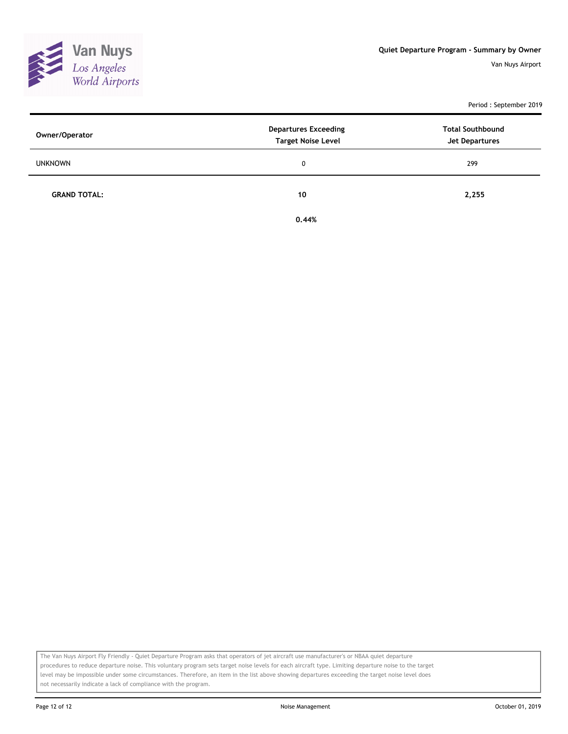# Quiet Departure Program - Summary by Owner

Van Nuys Airport

Period : September 2019

| Owner/Operator | Departures Exceeding Target Noise Level | Total Southbound Jet Departures |
|---|---|---|
| UNKNOWN | 0 | 299 |
| **GRAND TOTAL:** | **10** | **2,255** |
| | **0.44%** | |

The Van Nuys Airport Fly Friendly - Quiet Departure Program asks that operators of jet aircraft use manufacturer's or NBAA quiet departure procedures to reduce departure noise. This voluntary program sets target noise levels for each aircraft type. Limiting departure noise to the target level may be impossible under some circumstances. Therefore, an item in the list above showing departures exceeding the target noise level does not necessarily indicate a lack of compliance with the program.